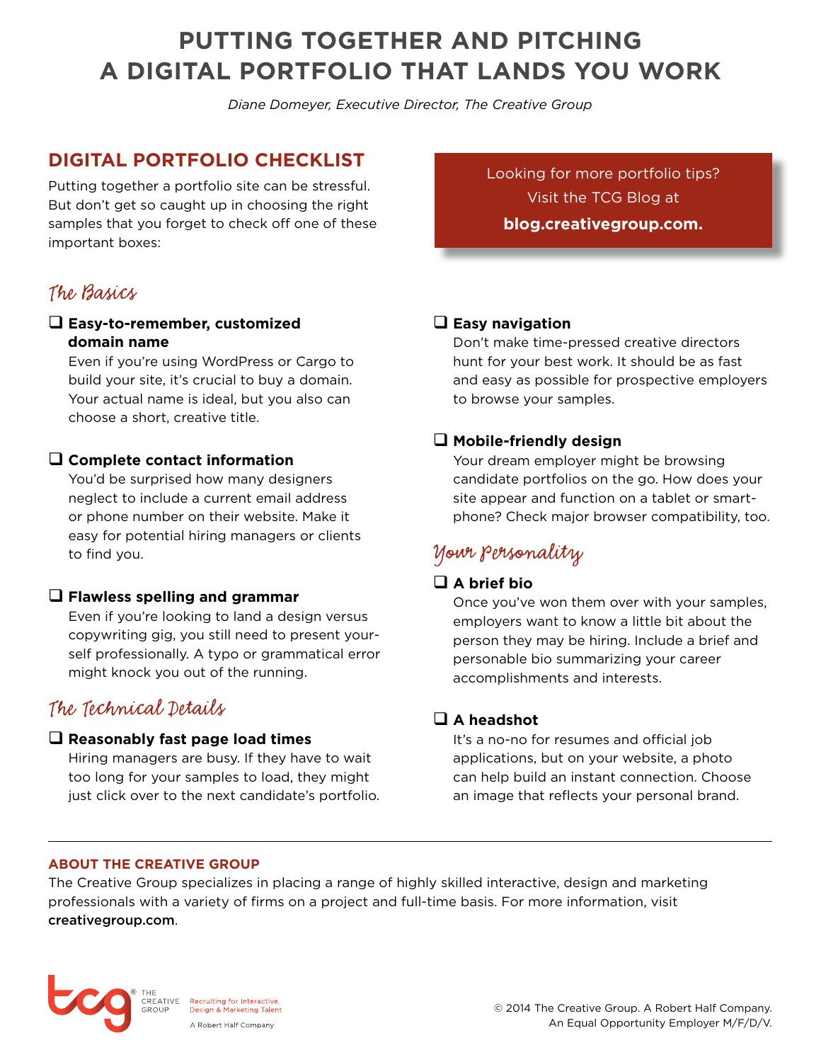# PUTTING TOGETHER AND PITCHING A DIGITAL PORTFOLIO THAT LANDS YOU WORK

*Diane Domeyer, Executive Director, The Creative Group*

## DIGITAL PORTFOLIO CHECKLIST

Putting together a portfolio site can be stressful. But don't get so caught up in choosing the right samples that you forget to check off one of these important boxes:

Looking for more portfolio tips? Visit the TCG Blog at **blog.creativegroup.com.**

### *The Basics*

- [ ] **Easy-to-remember, customized domain name**
  Even if you're using WordPress or Cargo to build your site, it's crucial to buy a domain. Your actual name is ideal, but you also can choose a short, creative title.

- [ ] **Complete contact information**
  You'd be surprised how many designers neglect to include a current email address or phone number on their website. Make it easy for potential hiring managers or clients to find you.

- [ ] **Flawless spelling and grammar**
  Even if you're looking to land a design versus copywriting gig, you still need to present yourself professionally. A typo or grammatical error might knock you out of the running.

### *The Technical Details*

- [ ] **Reasonably fast page load times**
  Hiring managers are busy. If they have to wait too long for your samples to load, they might just click over to the next candidate's portfolio.

- [ ] **Easy navigation**
  Don't make time-pressed creative directors hunt for your best work. It should be as fast and easy as possible for prospective employers to browse your samples.

- [ ] **Mobile-friendly design**
  Your dream employer might be browsing candidate portfolios on the go. How does your site appear and function on a tablet or smartphone? Check major browser compatibility, too.

### *Your Personality*

- [ ] **A brief bio**
  Once you've won them over with your samples, employers want to know a little bit about the person they may be hiring. Include a brief and personable bio summarizing your career accomplishments and interests.

- [ ] **A headshot**
  It's a no-no for resumes and official job applications, but on your website, a photo can help build an instant connection. Choose an image that reflects your personal brand.

---

**ABOUT THE CREATIVE GROUP**

The Creative Group specializes in placing a range of highly skilled interactive, design and marketing professionals with a variety of firms on a project and full-time basis. For more information, visit **creativegroup.com**.

tcg® THE CREATIVE GROUP — Recruiting for Interactive, Design & Marketing Talent — A Robert Half Company

© 2014 The Creative Group. A Robert Half Company. An Equal Opportunity Employer M/F/D/V.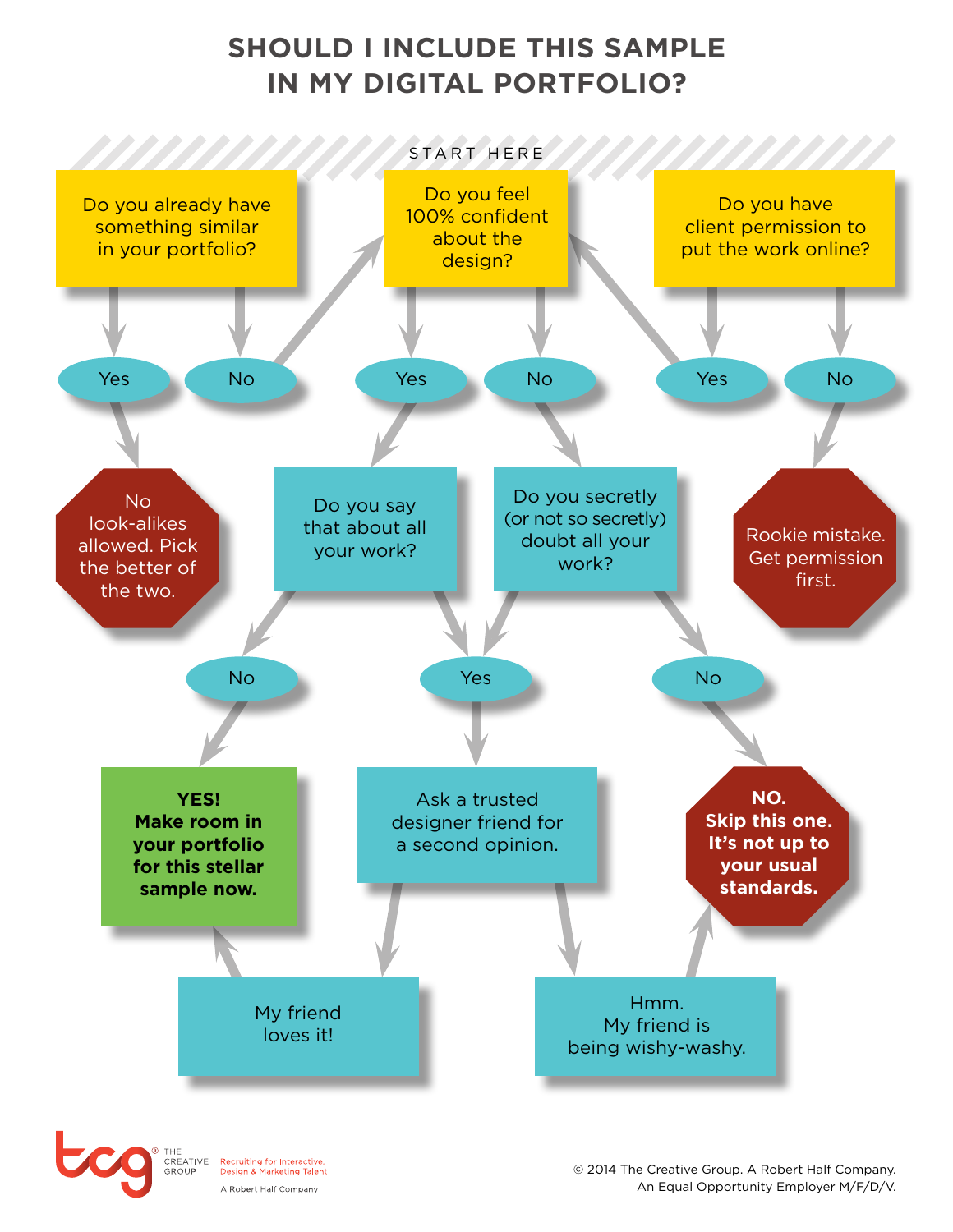# SHOULD I INCLUDE THIS SAMPLE IN MY DIGITAL PORTFOLIO?

START HERE

Do you already have something similar in your portfolio?

Do you feel 100% confident about the design?

Do you have client permission to put the work online?

Yes

No

Yes

No

Yes

No

No look-alikes allowed. Pick the better of the two.

Do you say that about all your work?

Do you secretly (or not so secretly) doubt all your work?

Rookie mistake. Get permission first.

No

Yes

No

**YES! Make room in your portfolio for this stellar sample now.**

Ask a trusted designer friend for a second opinion.

**NO. Skip this one. It's not up to your usual standards.**

My friend loves it!

Hmm. My friend is being wishy-washy.

tcg® THE CREATIVE GROUP

Recruiting for Interactive, Design & Marketing Talent

A Robert Half Company

© 2014 The Creative Group. A Robert Half Company.
An Equal Opportunity Employer M/F/D/V.